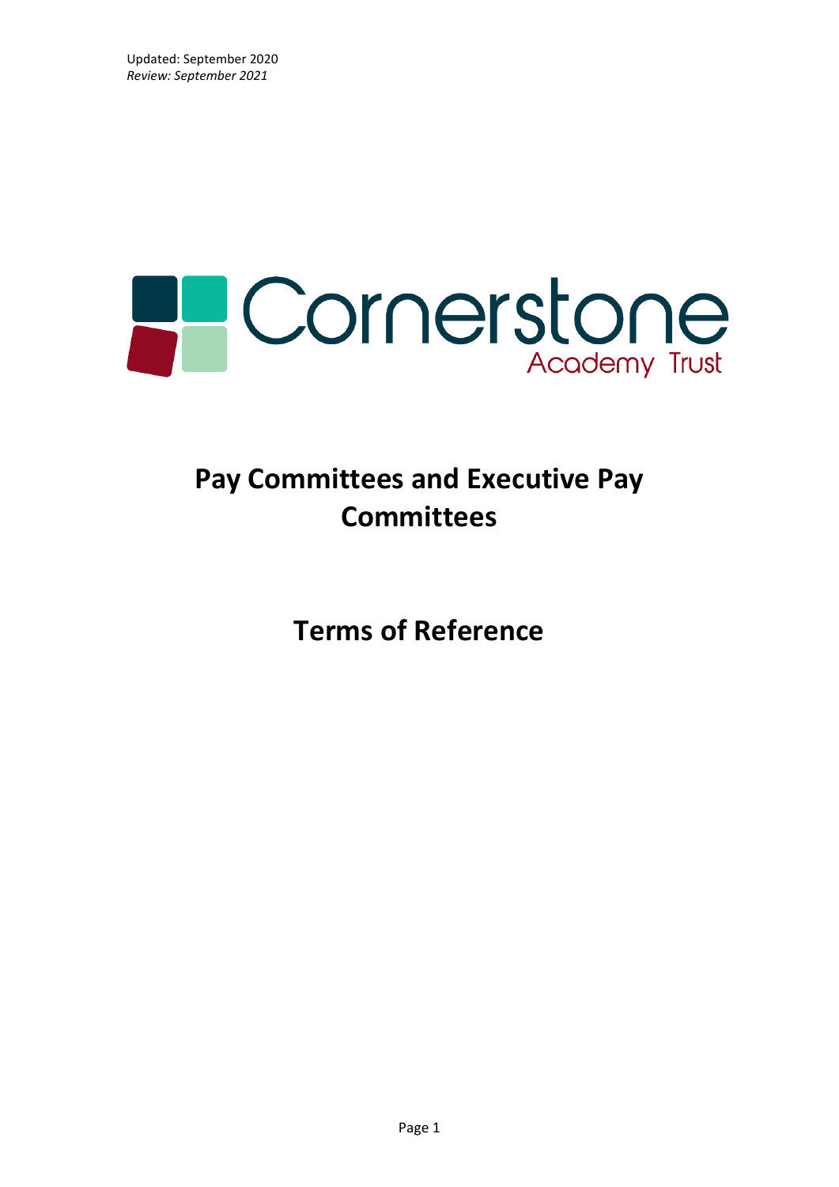Updated: September 2020
*Review: September 2021*

Cornerstone Academy Trust

# Pay Committees and Executive Pay Committees

# Terms of Reference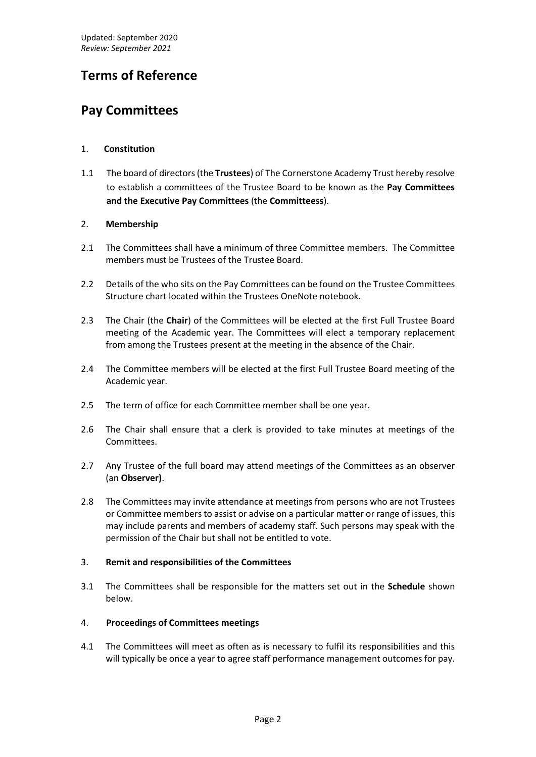Updated: September 2020
*Review: September 2021*

# Terms of Reference

# Pay Committees

1. **Constitution**

1.1 The board of directors (the **Trustees**) of The Cornerstone Academy Trust hereby resolve to establish a committees of the Trustee Board to be known as the **Pay Committees and the Executive Pay Committees** (the **Committeess**).

2. **Membership**

2.1 The Committees shall have a minimum of three Committee members. The Committee members must be Trustees of the Trustee Board.

2.2 Details of the who sits on the Pay Committees can be found on the Trustee Committees Structure chart located within the Trustees OneNote notebook.

2.3 The Chair (the **Chair**) of the Committees will be elected at the first Full Trustee Board meeting of the Academic year. The Committees will elect a temporary replacement from among the Trustees present at the meeting in the absence of the Chair.

2.4 The Committee members will be elected at the first Full Trustee Board meeting of the Academic year.

2.5 The term of office for each Committee member shall be one year.

2.6 The Chair shall ensure that a clerk is provided to take minutes at meetings of the Committees.

2.7 Any Trustee of the full board may attend meetings of the Committees as an observer (an **Observer)**.

2.8 The Committees may invite attendance at meetings from persons who are not Trustees or Committee members to assist or advise on a particular matter or range of issues, this may include parents and members of academy staff. Such persons may speak with the permission of the Chair but shall not be entitled to vote.

3. **Remit and responsibilities of the Committees**

3.1 The Committees shall be responsible for the matters set out in the **Schedule** shown below.

4. **Proceedings of Committees meetings**

4.1 The Committees will meet as often as is necessary to fulfil its responsibilities and this will typically be once a year to agree staff performance management outcomes for pay.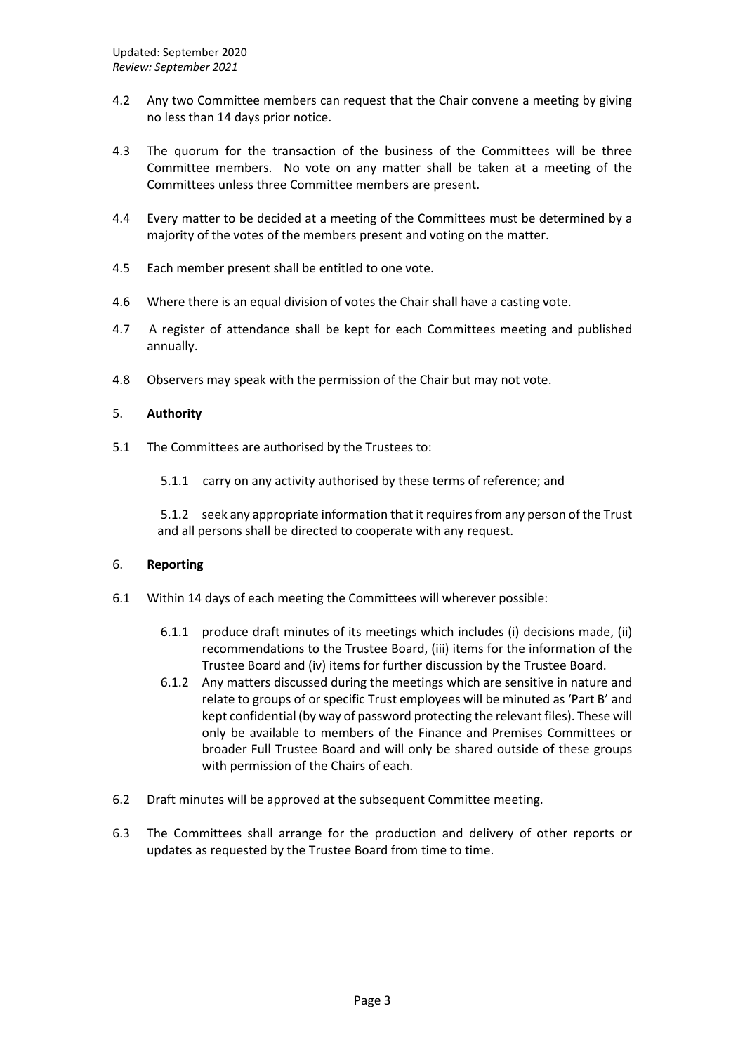4.2 Any two Committee members can request that the Chair convene a meeting by giving no less than 14 days prior notice.

4.3 The quorum for the transaction of the business of the Committees will be three Committee members. No vote on any matter shall be taken at a meeting of the Committees unless three Committee members are present.

4.4 Every matter to be decided at a meeting of the Committees must be determined by a majority of the votes of the members present and voting on the matter.

4.5 Each member present shall be entitled to one vote.

4.6 Where there is an equal division of votes the Chair shall have a casting vote.

4.7 A register of attendance shall be kept for each Committees meeting and published annually.

4.8 Observers may speak with the permission of the Chair but may not vote.

5. **Authority**

5.1 The Committees are authorised by the Trustees to:

5.1.1 carry on any activity authorised by these terms of reference; and

5.1.2 seek any appropriate information that it requires from any person of the Trust and all persons shall be directed to cooperate with any request.

6. **Reporting**

6.1 Within 14 days of each meeting the Committees will wherever possible:

6.1.1 produce draft minutes of its meetings which includes (i) decisions made, (ii) recommendations to the Trustee Board, (iii) items for the information of the Trustee Board and (iv) items for further discussion by the Trustee Board.

6.1.2 Any matters discussed during the meetings which are sensitive in nature and relate to groups of or specific Trust employees will be minuted as 'Part B' and kept confidential (by way of password protecting the relevant files). These will only be available to members of the Finance and Premises Committees or broader Full Trustee Board and will only be shared outside of these groups with permission of the Chairs of each.

6.2 Draft minutes will be approved at the subsequent Committee meeting.

6.3 The Committees shall arrange for the production and delivery of other reports or updates as requested by the Trustee Board from time to time.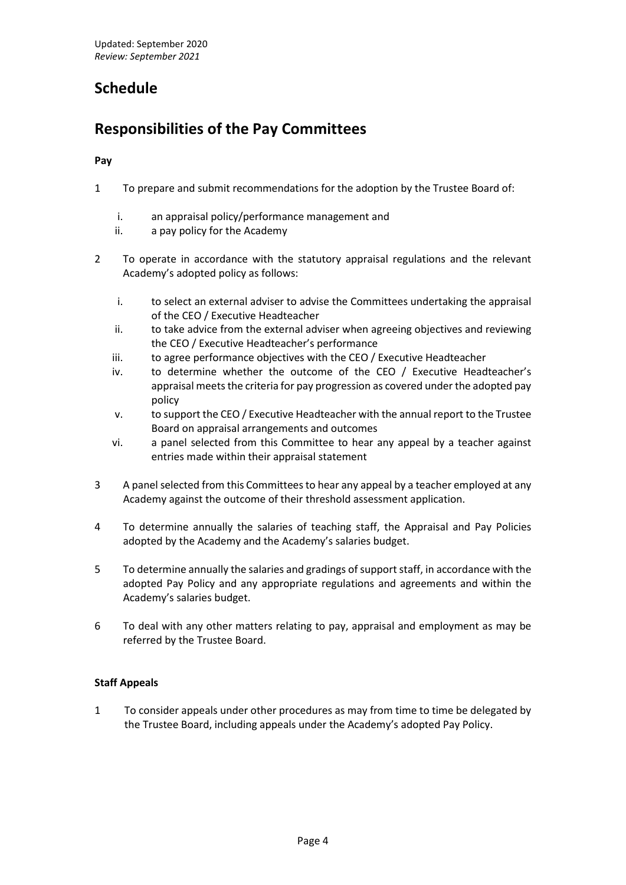# Schedule

# Responsibilities of the Pay Committees

**Pay**

1 To prepare and submit recommendations for the adoption by the Trustee Board of:

   i. an appraisal policy/performance management and
   ii. a pay policy for the Academy

2 To operate in accordance with the statutory appraisal regulations and the relevant Academy's adopted policy as follows:

   i. to select an external adviser to advise the Committees undertaking the appraisal of the CEO / Executive Headteacher
   ii. to take advice from the external adviser when agreeing objectives and reviewing the CEO / Executive Headteacher's performance
   iii. to agree performance objectives with the CEO / Executive Headteacher
   iv. to determine whether the outcome of the CEO / Executive Headteacher's appraisal meets the criteria for pay progression as covered under the adopted pay policy
   v. to support the CEO / Executive Headteacher with the annual report to the Trustee Board on appraisal arrangements and outcomes
   vi. a panel selected from this Committee to hear any appeal by a teacher against entries made within their appraisal statement

3 A panel selected from this Committees to hear any appeal by a teacher employed at any Academy against the outcome of their threshold assessment application.

4 To determine annually the salaries of teaching staff, the Appraisal and Pay Policies adopted by the Academy and the Academy's salaries budget.

5 To determine annually the salaries and gradings of support staff, in accordance with the adopted Pay Policy and any appropriate regulations and agreements and within the Academy's salaries budget.

6 To deal with any other matters relating to pay, appraisal and employment as may be referred by the Trustee Board.

**Staff Appeals**

1 To consider appeals under other procedures as may from time to time be delegated by the Trustee Board, including appeals under the Academy's adopted Pay Policy.